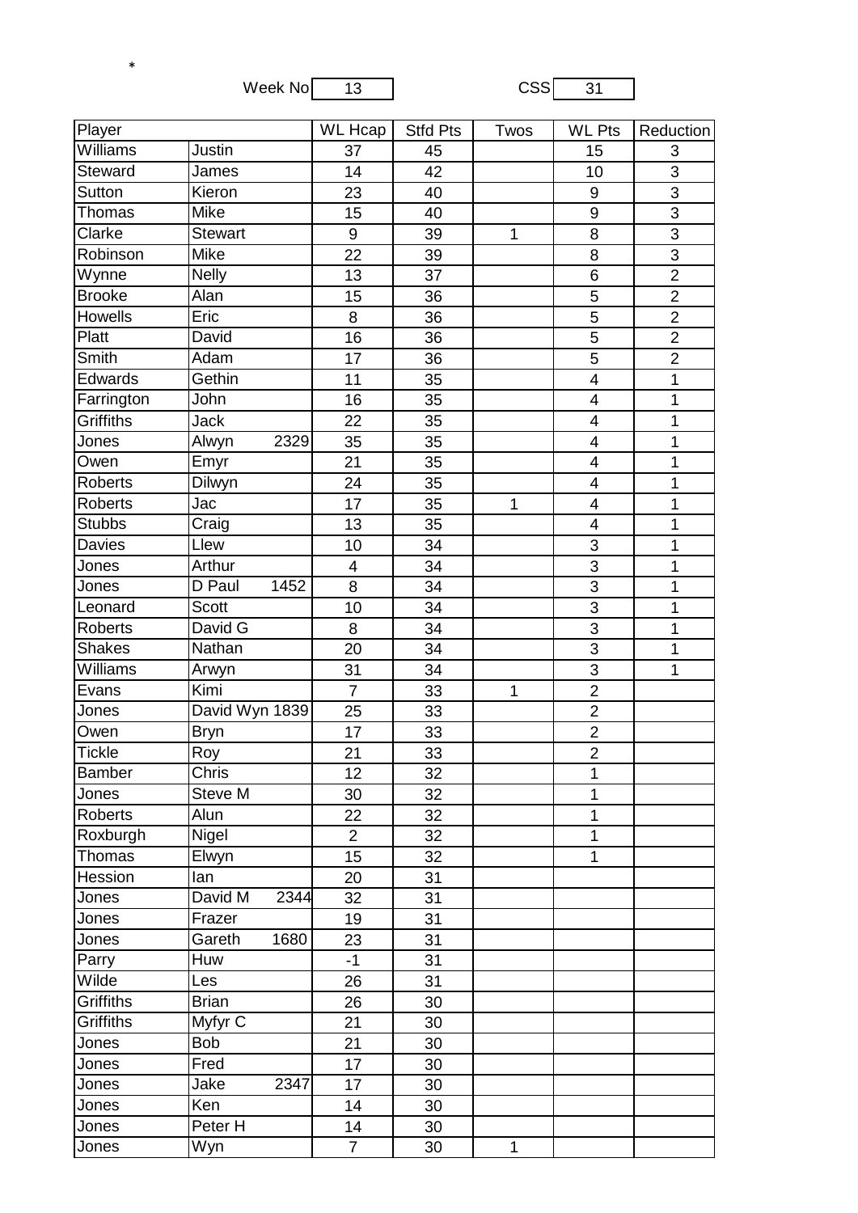*

Week No 13 CSS 31

| Player | | WL Hcap | Stfd Pts | Twos | WL Pts | Reduction |
|---|---|---|---|---|---|---|
| Williams | Justin | 37 | 45 | | 15 | 3 |
| Steward | James | 14 | 42 | | 10 | 3 |
| Sutton | Kieron | 23 | 40 | | 9 | 3 |
| Thomas | Mike | 15 | 40 | | 9 | 3 |
| Clarke | Stewart | 9 | 39 | 1 | 8 | 3 |
| Robinson | Mike | 22 | 39 | | 8 | 3 |
| Wynne | Nelly | 13 | 37 | | 6 | 2 |
| Brooke | Alan | 15 | 36 | | 5 | 2 |
| Howells | Eric | 8 | 36 | | 5 | 2 |
| Platt | David | 16 | 36 | | 5 | 2 |
| Smith | Adam | 17 | 36 | | 5 | 2 |
| Edwards | Gethin | 11 | 35 | | 4 | 1 |
| Farrington | John | 16 | 35 | | 4 | 1 |
| Griffiths | Jack | 22 | 35 | | 4 | 1 |
| Jones | Alwyn 2329 | 35 | 35 | | 4 | 1 |
| Owen | Emyr | 21 | 35 | | 4 | 1 |
| Roberts | Dilwyn | 24 | 35 | | 4 | 1 |
| Roberts | Jac | 17 | 35 | 1 | 4 | 1 |
| Stubbs | Craig | 13 | 35 | | 4 | 1 |
| Davies | Llew | 10 | 34 | | 3 | 1 |
| Jones | Arthur | 4 | 34 | | 3 | 1 |
| Jones | D Paul 1452 | 8 | 34 | | 3 | 1 |
| Leonard | Scott | 10 | 34 | | 3 | 1 |
| Roberts | David G | 8 | 34 | | 3 | 1 |
| Shakes | Nathan | 20 | 34 | | 3 | 1 |
| Williams | Arwyn | 31 | 34 | | 3 | 1 |
| Evans | Kimi | 7 | 33 | 1 | 2 | |
| Jones | David Wyn 1839 | 25 | 33 | | 2 | |
| Owen | Bryn | 17 | 33 | | 2 | |
| Tickle | Roy | 21 | 33 | | 2 | |
| Bamber | Chris | 12 | 32 | | 1 | |
| Jones | Steve M | 30 | 32 | | 1 | |
| Roberts | Alun | 22 | 32 | | 1 | |
| Roxburgh | Nigel | 2 | 32 | | 1 | |
| Thomas | Elwyn | 15 | 32 | | 1 | |
| Hession | Ian | 20 | 31 | | | |
| Jones | David M 2344 | 32 | 31 | | | |
| Jones | Frazer | 19 | 31 | | | |
| Jones | Gareth 1680 | 23 | 31 | | | |
| Parry | Huw | -1 | 31 | | | |
| Wilde | Les | 26 | 31 | | | |
| Griffiths | Brian | 26 | 30 | | | |
| Griffiths | Myfyr C | 21 | 30 | | | |
| Jones | Bob | 21 | 30 | | | |
| Jones | Fred | 17 | 30 | | | |
| Jones | Jake 2347 | 17 | 30 | | | |
| Jones | Ken | 14 | 30 | | | |
| Jones | Peter H | 14 | 30 | | | |
| Jones | Wyn | 7 | 30 | 1 | | |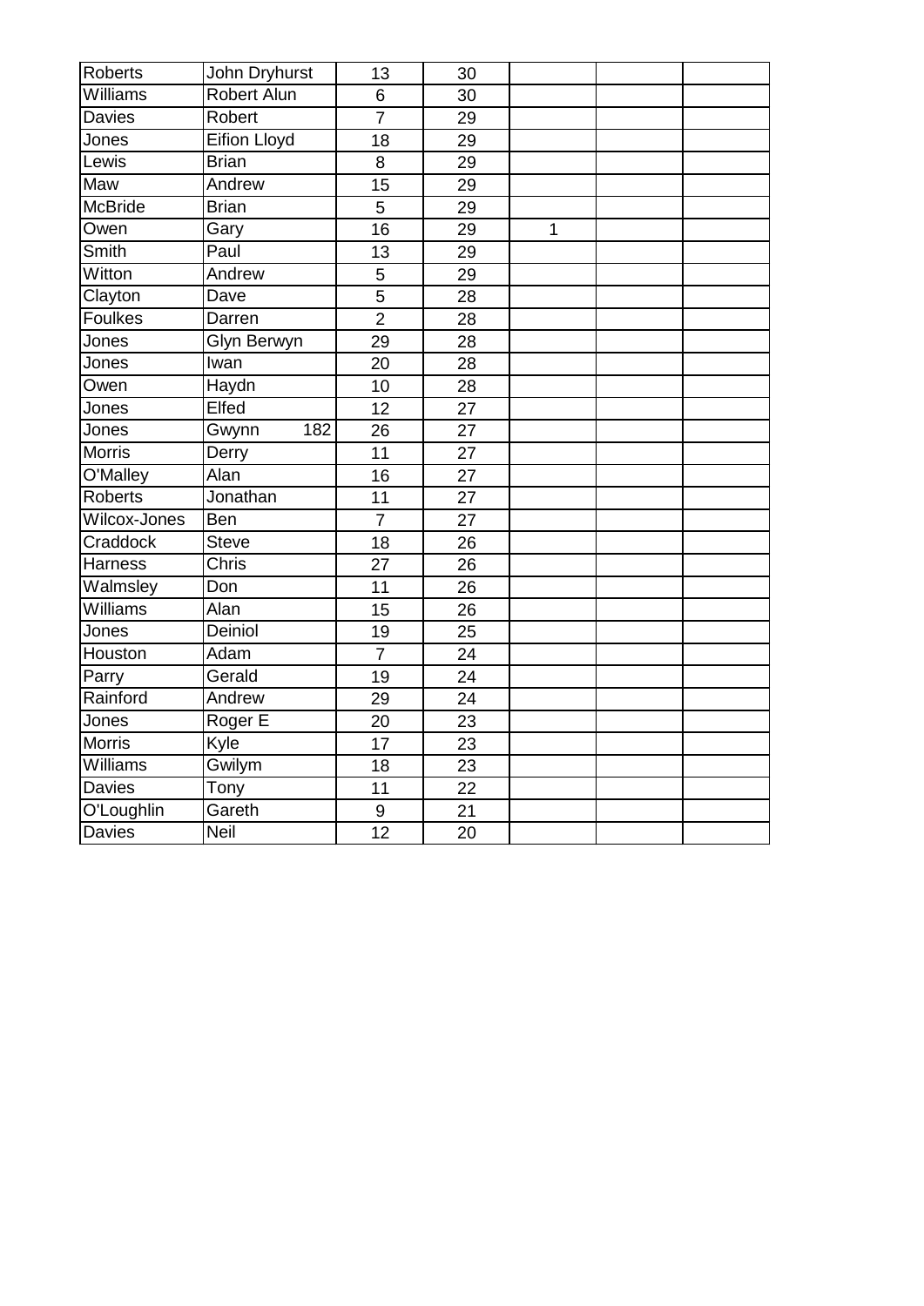| | | | | | | |
|---|---|---|---|---|---|---|
| Roberts | John Dryhurst | 13 | 30 | | | |
| Williams | Robert Alun | 6 | 30 | | | |
| Davies | Robert | 7 | 29 | | | |
| Jones | Eifion Lloyd | 18 | 29 | | | |
| Lewis | Brian | 8 | 29 | | | |
| Maw | Andrew | 15 | 29 | | | |
| McBride | Brian | 5 | 29 | | | |
| Owen | Gary | 16 | 29 | 1 | | |
| Smith | Paul | 13 | 29 | | | |
| Witton | Andrew | 5 | 29 | | | |
| Clayton | Dave | 5 | 28 | | | |
| Foulkes | Darren | 2 | 28 | | | |
| Jones | Glyn Berwyn | 29 | 28 | | | |
| Jones | Iwan | 20 | 28 | | | |
| Owen | Haydn | 10 | 28 | | | |
| Jones | Elfed | 12 | 27 | | | |
| Jones | Gwynn 182 | 26 | 27 | | | |
| Morris | Derry | 11 | 27 | | | |
| O'Malley | Alan | 16 | 27 | | | |
| Roberts | Jonathan | 11 | 27 | | | |
| Wilcox-Jones | Ben | 7 | 27 | | | |
| Craddock | Steve | 18 | 26 | | | |
| Harness | Chris | 27 | 26 | | | |
| Walmsley | Don | 11 | 26 | | | |
| Williams | Alan | 15 | 26 | | | |
| Jones | Deiniol | 19 | 25 | | | |
| Houston | Adam | 7 | 24 | | | |
| Parry | Gerald | 19 | 24 | | | |
| Rainford | Andrew | 29 | 24 | | | |
| Jones | Roger E | 20 | 23 | | | |
| Morris | Kyle | 17 | 23 | | | |
| Williams | Gwilym | 18 | 23 | | | |
| Davies | Tony | 11 | 22 | | | |
| O'Loughlin | Gareth | 9 | 21 | | | |
| Davies | Neil | 12 | 20 | | | |